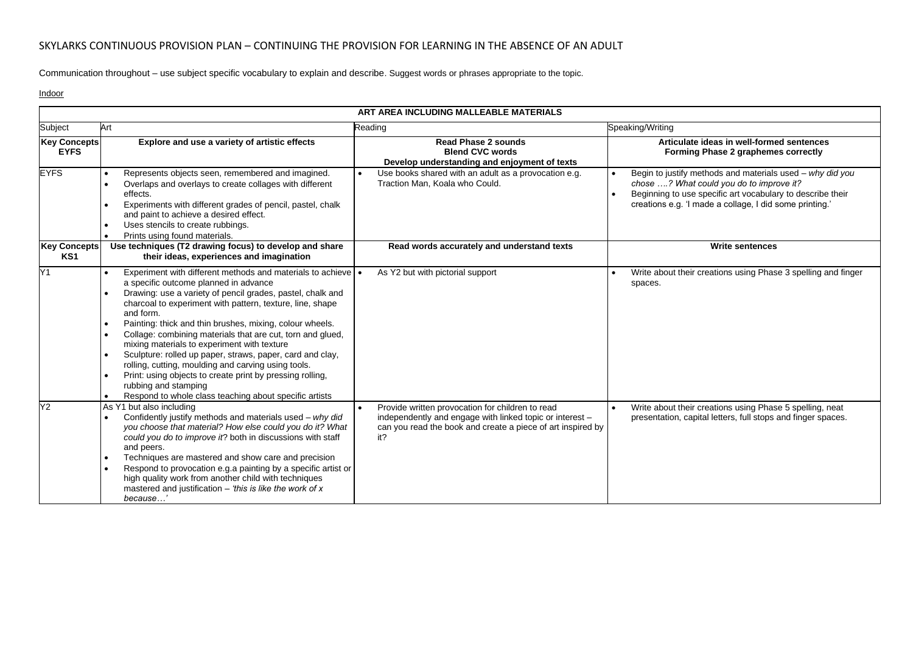# SKYLARKS CONTINUOUS PROVISION PLAN – CONTINUING THE PROVISION FOR LEARNING IN THE ABSENCE OF AN ADULT

Communication throughout – use subject specific vocabulary to explain and describe. Suggest words or phrases appropriate to the topic.

Indoor

| **ART AREA INCLUDING MALLEABLE MATERIALS** | | | |
|---|---|---|---|
| Subject | Art | Reading | Speaking/Writing |
| **Key Concepts EYFS** | **Explore and use a variety of artistic effects** | **Read Phase 2 sounds**<br>**Blend CVC words**<br>**Develop understanding and enjoyment of texts** | **Articulate ideas in well-formed sentences**<br>**Forming Phase 2 graphemes correctly** |
| EYFS | • Represents objects seen, remembered and imagined.<br>• Overlaps and overlays to create collages with different effects.<br>• Experiments with different grades of pencil, pastel, chalk and paint to achieve a desired effect.<br>• Uses stencils to create rubbings.<br>• Prints using found materials. | • Use books shared with an adult as a provocation e.g. Traction Man, Koala who Could. | • Begin to justify methods and materials used – *why did you chose ….? What could you do to improve it?*<br>• Beginning to use specific art vocabulary to describe their creations e.g. 'I made a collage, I did some printing.' |
| **Key Concepts KS1** | **Use techniques (T2 drawing focus) to develop and share their ideas, experiences and imagination** | **Read words accurately and understand texts** | **Write sentences** |
| Y1 | • Experiment with different methods and materials to achieve a specific outcome planned in advance<br>• Drawing: use a variety of pencil grades, pastel, chalk and charcoal to experiment with pattern, texture, line, shape and form.<br>• Painting: thick and thin brushes, mixing, colour wheels.<br>• Collage: combining materials that are cut, torn and glued, mixing materials to experiment with texture<br>• Sculpture: rolled up paper, straws, paper, card and clay, rolling, cutting, moulding and carving using tools.<br>• Print: using objects to create print by pressing rolling, rubbing and stamping<br>• Respond to whole class teaching about specific artists | • As Y2 but with pictorial support | • Write about their creations using Phase 3 spelling and finger spaces. |
| Y2 | As Y1 but also including<br>• Confidently justify methods and materials used – *why did you choose that material? How else could you do it? What could you do to improve it*? both in discussions with staff and peers.<br>• Techniques are mastered and show care and precision<br>• Respond to provocation e.g.a painting by a specific artist or high quality work from another child with techniques mastered and justification – *'this is like the work of x because…'* | • Provide written provocation for children to read independently and engage with linked topic or interest – can you read the book and create a piece of art inspired by it? | • Write about their creations using Phase 5 spelling, neat presentation, capital letters, full stops and finger spaces. |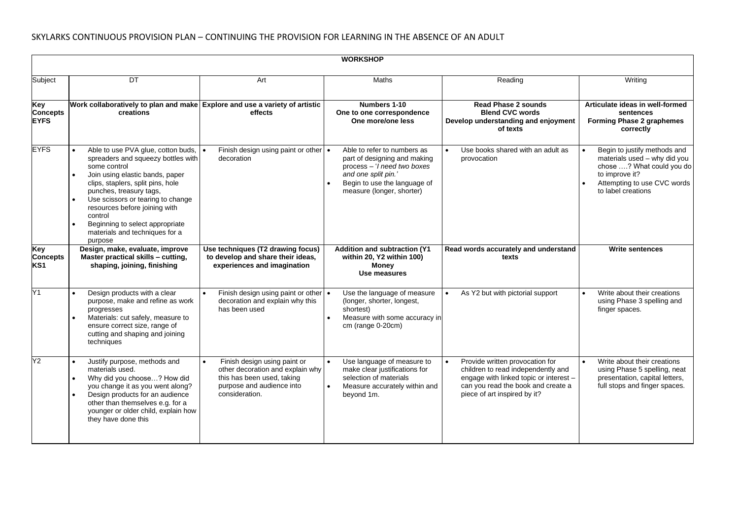SKYLARKS CONTINUOUS PROVISION PLAN – CONTINUING THE PROVISION FOR LEARNING IN THE ABSENCE OF AN ADULT

| WORKSHOP | | | | | |
|---|---|---|---|---|---|
| Subject | DT | Art | Maths | Reading | Writing |
| **Key Concepts EYFS** | **Work collaboratively to plan and make creations** | **Explore and use a variety of artistic effects** | **Numbers 1-10**<br>**One to one correspondence**<br>**One more/one less** | **Read Phase 2 sounds**<br>**Blend CVC words**<br>**Develop understanding and enjoyment of texts** | **Articulate ideas in well-formed sentences**<br>**Forming Phase 2 graphemes correctly** |
| EYFS | • Able to use PVA glue, cotton buds, spreaders and squeezy bottles with some control<br>• Join using elastic bands, paper clips, staplers, split pins, hole punches, treasury tags,<br>• Use scissors or tearing to change resources before joining with control<br>• Beginning to select appropriate materials and techniques for a purpose | • Finish design using paint or other decoration | • Able to refer to numbers as part of designing and making process – '*I need two boxes and one split pin.*'<br>• Begin to use the language of measure (longer, shorter) | • Use books shared with an adult as provocation | • Begin to justify methods and materials used – why did you chose ….? What could you do to improve it?<br>• Attempting to use CVC words to label creations |
| **Key Concepts KS1** | **Design, make, evaluate, improve**<br>**Master practical skills – cutting, shaping, joining, finishing** | **Use techniques (T2 drawing focus) to develop and share their ideas, experiences and imagination** | **Addition and subtraction (Y1 within 20, Y2 within 100)**<br>**Money**<br>**Use measures** | **Read words accurately and understand texts** | **Write sentences** |
| Y1 | • Design products with a clear purpose, make and refine as work progresses<br>• Materials: cut safely, measure to ensure correct size, range of cutting and shaping and joining techniques | • Finish design using paint or other decoration and explain why this has been used | • Use the language of measure (longer, shorter, longest, shortest)<br>• Measure with some accuracy in cm (range 0-20cm) | • As Y2 but with pictorial support | • Write about their creations using Phase 3 spelling and finger spaces. |
| Y2 | • Justify purpose, methods and materials used.<br>• Why did you choose…? How did you change it as you went along?<br>• Design products for an audience other than themselves e.g. for a younger or older child, explain how they have done this | • Finish design using paint or other decoration and explain why this has been used, taking purpose and audience into consideration. | • Use language of measure to make clear justifications for selection of materials<br>• Measure accurately within and beyond 1m. | • Provide written provocation for children to read independently and engage with linked topic or interest – can you read the book and create a piece of art inspired by it? | • Write about their creations using Phase 5 spelling, neat presentation, capital letters, full stops and finger spaces. |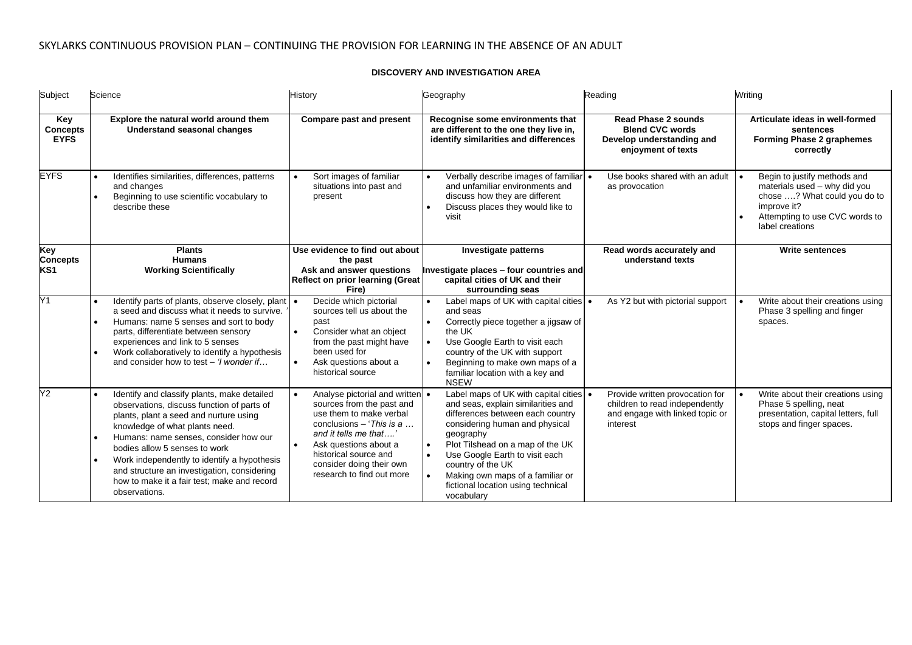SKYLARKS CONTINUOUS PROVISION PLAN – CONTINUING THE PROVISION FOR LEARNING IN THE ABSENCE OF AN ADULT

**DISCOVERY AND INVESTIGATION AREA**

| Subject | Science | History | Geography | Reading | Writing |
|---|---|---|---|---|---|
| **Key Concepts EYFS** | **Explore the natural world around them**<br>**Understand seasonal changes** | **Compare past and present** | **Recognise some environments that are different to the one they live in, identify similarities and differences** | **Read Phase 2 sounds**<br>**Blend CVC words**<br>**Develop understanding and enjoyment of texts** | **Articulate ideas in well-formed sentences**<br>**Forming Phase 2 graphemes correctly** |
| EYFS | • Identifies similarities, differences, patterns and changes<br>• Beginning to use scientific vocabulary to describe these | • Sort images of familiar situations into past and present | • Verbally describe images of familiar and unfamiliar environments and discuss how they are different<br>• Discuss places they would like to visit | • Use books shared with an adult as provocation | • Begin to justify methods and materials used – why did you chose ….? What could you do to improve it?<br>• Attempting to use CVC words to label creations |
| **Key Concepts KS1** | **Plants**<br>**Humans**<br>**Working Scientifically** | **Use evidence to find out about the past**<br>**Ask and answer questions**<br>**Reflect on prior learning (Great Fire)** | **Investigate patterns**<br>**Investigate places – four countries and capital cities of UK and their surrounding seas** | **Read words accurately and understand texts** | **Write sentences** |
| Y1 | • Identify parts of plants, observe closely, plant a seed and discuss what it needs to survive. '<br>• Humans: name 5 senses and sort to body parts, differentiate between sensory experiences and link to 5 senses<br>• Work collaboratively to identify a hypothesis and consider how to test – *'I wonder if…* | • Decide which pictorial sources tell us about the past<br>• Consider what an object from the past might have been used for<br>• Ask questions about a historical source | • Label maps of UK with capital cities and seas<br>• Correctly piece together a jigsaw of the UK<br>• Use Google Earth to visit each country of the UK with support<br>• Beginning to make own maps of a familiar location with a key and NSEW | • As Y2 but with pictorial support | • Write about their creations using Phase 3 spelling and finger spaces. |
| Y2 | • Identify and classify plants, make detailed observations, discuss function of parts of plants, plant a seed and nurture using knowledge of what plants need.<br>• Humans: name senses, consider how our bodies allow 5 senses to work<br>• Work independently to identify a hypothesis and structure an investigation, considering how to make it a fair test; make and record observations. | • Analyse pictorial and written sources from the past and use them to make verbal conclusions – '*This is a … and it tells me that….'*<br>• Ask questions about a historical source and consider doing their own research to find out more | • Label maps of UK with capital cities and seas, explain similarities and differences between each country considering human and physical geography<br>• Plot Tilshead on a map of the UK<br>• Use Google Earth to visit each country of the UK<br>• Making own maps of a familiar or fictional location using technical vocabulary | • Provide written provocation for children to read independently and engage with linked topic or interest | • Write about their creations using Phase 5 spelling, neat presentation, capital letters, full stops and finger spaces. |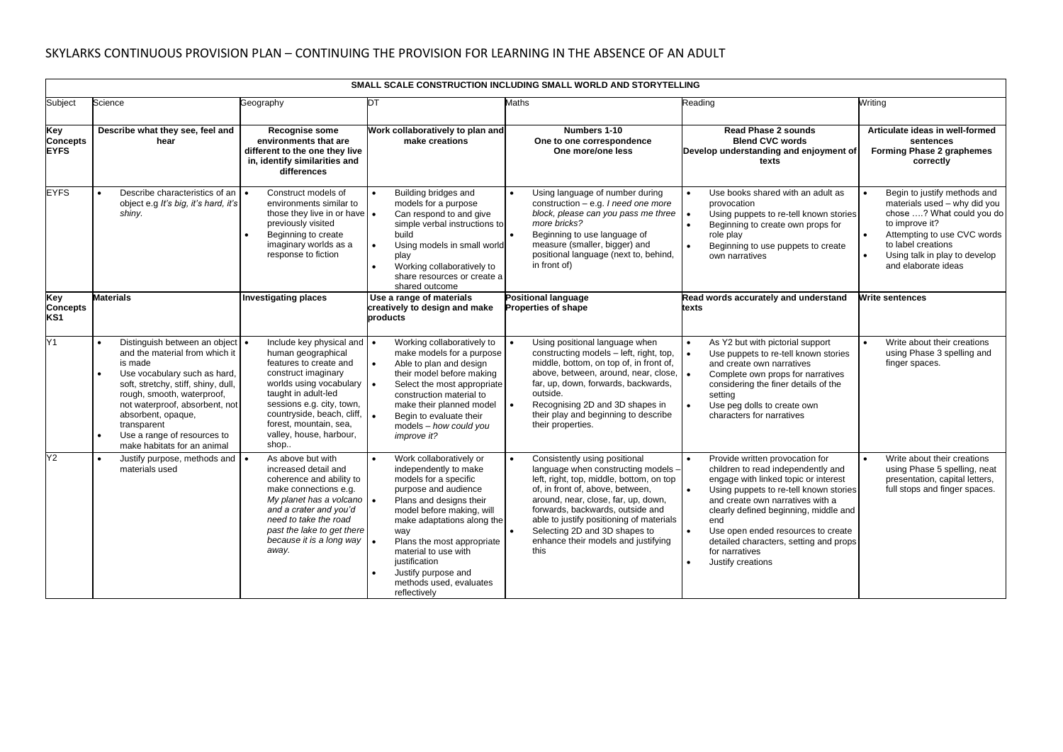# SKYLARKS CONTINUOUS PROVISION PLAN – CONTINUING THE PROVISION FOR LEARNING IN THE ABSENCE OF AN ADULT

| SMALL SCALE CONSTRUCTION INCLUDING SMALL WORLD AND STORYTELLING | | | | | | |
|---|---|---|---|---|---|---|
| Subject | Science | Geography | DT | Maths | Reading | Writing |
| **Key Concepts EYFS** | **Describe what they see, feel and hear** | **Recognise some environments that are different to the one they live in, identify similarities and differences** | **Work collaboratively to plan and make creations** | **Numbers 1-10**<br>**One to one correspondence**<br>**One more/one less** | **Read Phase 2 sounds**<br>**Blend CVC words**<br>**Develop understanding and enjoyment of texts** | **Articulate ideas in well-formed sentences**<br>**Forming Phase 2 graphemes correctly** |
| EYFS | • Describe characteristics of an object e.g *It's big, it's hard, it's shiny.* | • Construct models of environments similar to those they live in or have previously visited<br>• Beginning to create imaginary worlds as a response to fiction | • Building bridges and models for a purpose<br>• Can respond to and give simple verbal instructions to build<br>• Using models in small world play<br>• Working collaboratively to share resources or create a shared outcome | • Using language of number during construction – e.g. *I need one more block, please can you pass me three more bricks?*<br>• Beginning to use language of measure (smaller, bigger) and positional language (next to, behind, in front of) | • Use books shared with an adult as provocation<br>• Using puppets to re-tell known stories<br>• Beginning to create own props for role play<br>• Beginning to use puppets to create own narratives | • Begin to justify methods and materials used – why did you chose ….? What could you do to improve it?<br>• Attempting to use CVC words to label creations<br>• Using talk in play to develop and elaborate ideas |
| **Key Concepts KS1** | **Materials** | **Investigating places** | **Use a range of materials creatively to design and make products** | **Positional language**<br>**Properties of shape** | **Read words accurately and understand texts** | **Write sentences** |
| Y1 | • Distinguish between an object and the material from which it is made<br>• Use vocabulary such as hard, soft, stretchy, stiff, shiny, dull, rough, smooth, waterproof, not waterproof, absorbent, not absorbent, opaque, transparent<br>• Use a range of resources to make habitats for an animal | • Include key physical and human geographical features to create and construct imaginary worlds using vocabulary taught in adult-led sessions e.g. city, town, countryside, beach, cliff, forest, mountain, sea, valley, house, harbour, shop.. | • Working collaboratively to make models for a purpose<br>• Able to plan and design their model before making<br>• Select the most appropriate construction material to make their planned model<br>• Begin to evaluate their models – *how could you improve it?* | • Using positional language when constructing models – left, right, top, middle, bottom, on top of, in front of, above, between, around, near, close, far, up, down, forwards, backwards, outside.<br>• Recognising 2D and 3D shapes in their play and beginning to describe their properties. | • As Y2 but with pictorial support<br>• Use puppets to re-tell known stories and create own narratives<br>• Complete own props for narratives considering the finer details of the setting<br>• Use peg dolls to create own characters for narratives | • Write about their creations using Phase 3 spelling and finger spaces. |
| Y2 | • Justify purpose, methods and materials used | • As above but with increased detail and coherence and ability to make connections e.g. *My planet has a volcano and a crater and you'd need to take the road past the lake to get there because it is a long way away.* | • Work collaboratively or independently to make models for a specific purpose and audience<br>• Plans and designs their model before making, will make adaptations along the way<br>• Plans the most appropriate material to use with justification<br>• Justify purpose and methods used, evaluates reflectively | • Consistently using positional language when constructing models – left, right, top, middle, bottom, on top of, in front of, above, between, around, near, close, far, up, down, forwards, backwards outside and able to justify positioning of materials<br>• Selecting 2D and 3D shapes to enhance their models and justifying this | • Provide written provocation for children to read independently and engage with linked topic or interest<br>• Using puppets to re-tell known stories and create own narratives with a clearly defined beginning, middle and end<br>• Use open ended resources to create detailed characters, setting and props for narratives<br>• Justify creations | • Write about their creations using Phase 5 spelling, neat presentation, capital letters, full stops and finger spaces. |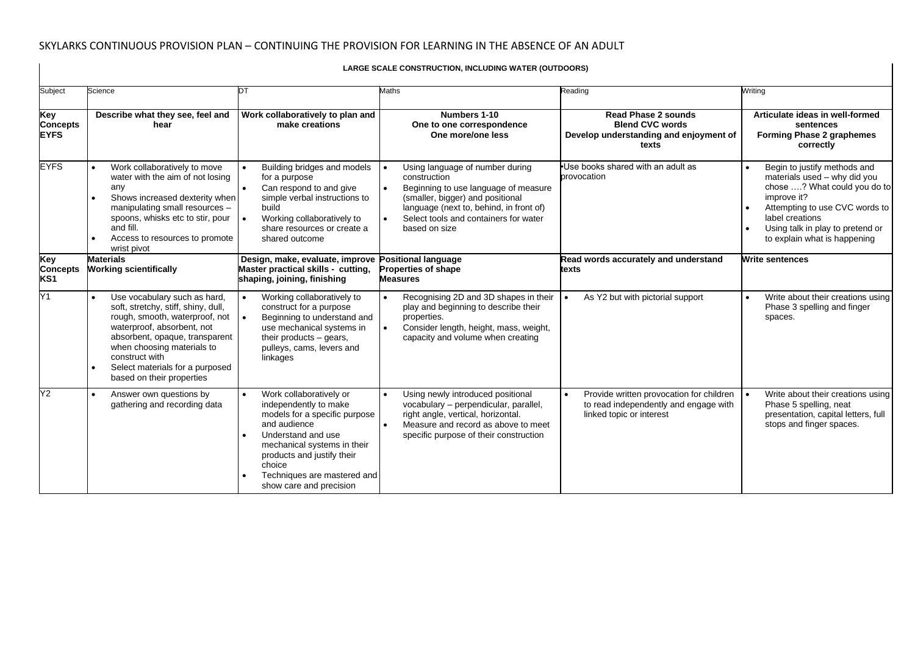SKYLARKS CONTINUOUS PROVISION PLAN – CONTINUING THE PROVISION FOR LEARNING IN THE ABSENCE OF AN ADULT

**LARGE SCALE CONSTRUCTION, INCLUDING WATER (OUTDOORS)**

| Subject | Science | DT | Maths | Reading | Writing |
|---|---|---|---|---|---|
| **Key Concepts EYFS** | **Describe what they see, feel and hear** | **Work collaboratively to plan and make creations** | **Numbers 1-10**<br>**One to one correspondence**<br>**One more/one less** | **Read Phase 2 sounds**<br>**Blend CVC words**<br>**Develop understanding and enjoyment of texts** | **Articulate ideas in well-formed sentences**<br>**Forming Phase 2 graphemes correctly** |
| EYFS | • Work collaboratively to move water with the aim of not losing any<br>• Shows increased dexterity when manipulating small resources – spoons, whisks etc to stir, pour and fill.<br>• Access to resources to promote wrist pivot | • Building bridges and models for a purpose<br>• Can respond to and give simple verbal instructions to build<br>• Working collaboratively to share resources or create a shared outcome | • Using language of number during construction<br>• Beginning to use language of measure (smaller, bigger) and positional language (next to, behind, in front of)<br>• Select tools and containers for water based on size | •Use books shared with an adult as provocation | • Begin to justify methods and materials used – why did you chose ….? What could you do to improve it?<br>• Attempting to use CVC words to label creations<br>• Using talk in play to pretend or to explain what is happening |
| **Key Concepts KS1** | **Materials**<br>**Working scientifically** | **Design, make, evaluate, improve**<br>**Master practical skills - cutting, shaping, joining, finishing** | **Positional language**<br>**Properties of shape**<br>**Measures** | **Read words accurately and understand texts** | **Write sentences** |
| Y1 | • Use vocabulary such as hard, soft, stretchy, stiff, shiny, dull, rough, smooth, waterproof, not waterproof, absorbent, not absorbent, opaque, transparent when choosing materials to construct with<br>• Select materials for a purposed based on their properties | • Working collaboratively to construct for a purpose<br>• Beginning to understand and use mechanical systems in their products – gears, pulleys, cams, levers and linkages | • Recognising 2D and 3D shapes in their play and beginning to describe their properties.<br>• Consider length, height, mass, weight, capacity and volume when creating | • As Y2 but with pictorial support | • Write about their creations using Phase 3 spelling and finger spaces. |
| Y2 | • Answer own questions by gathering and recording data | • Work collaboratively or independently to make models for a specific purpose and audience<br>• Understand and use mechanical systems in their products and justify their choice<br>• Techniques are mastered and show care and precision | • Using newly introduced positional vocabulary – perpendicular, parallel, right angle, vertical, horizontal.<br>• Measure and record as above to meet specific purpose of their construction | • Provide written provocation for children to read independently and engage with linked topic or interest | • Write about their creations using Phase 5 spelling, neat presentation, capital letters, full stops and finger spaces. |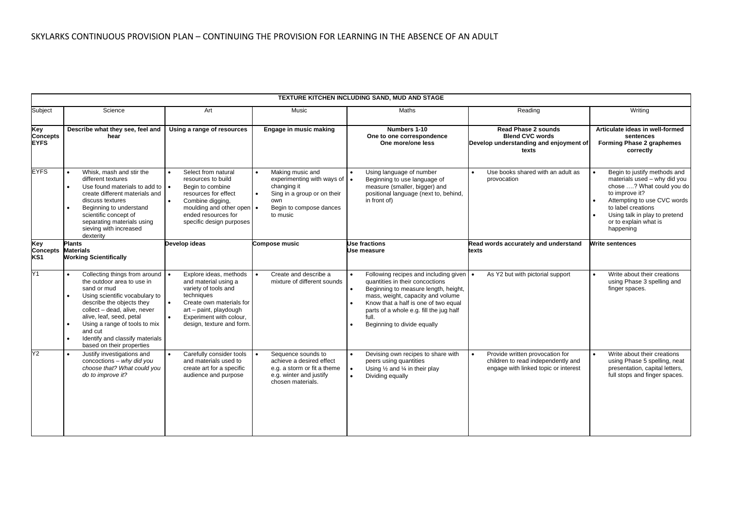SKYLARKS CONTINUOUS PROVISION PLAN – CONTINUING THE PROVISION FOR LEARNING IN THE ABSENCE OF AN ADULT

| TEXTURE KITCHEN INCLUDING SAND, MUD AND STAGE | | | | | | |
|---|---|---|---|---|---|---|
| Subject | Science | Art | Music | Maths | Reading | Writing |
| **Key Concepts EYFS** | **Describe what they see, feel and hear** | **Using a range of resources** | **Engage in music making** | **Numbers 1-10**<br>**One to one correspondence**<br>**One more/one less** | **Read Phase 2 sounds**<br>**Blend CVC words**<br>**Develop understanding and enjoyment of texts** | **Articulate ideas in well-formed sentences**<br>**Forming Phase 2 graphemes correctly** |
| EYFS | • Whisk, mash and stir the different textures<br>• Use found materials to add to create different materials and discuss textures<br>• Beginning to understand scientific concept of separating materials using sieving with increased dexterity | • Select from natural resources to build<br>• Begin to combine resources for effect<br>• Combine digging, moulding and other open ended resources for specific design purposes | • Making music and experimenting with ways of changing it<br>• Sing in a group or on their own<br>• Begin to compose dances to music | • Using language of number<br>• Beginning to use language of measure (smaller, bigger) and positional language (next to, behind, in front of) | • Use books shared with an adult as provocation | • Begin to justify methods and materials used – why did you chose ….? What could you do to improve it?<br>• Attempting to use CVC words to label creations<br>• Using talk in play to pretend or to explain what is happening |
| **Key Concepts KS1** | **Plants**<br>**Materials**<br>**Working Scientifically** | **Develop ideas** | **Compose music** | **Use fractions**<br>**Use measure** | **Read words accurately and understand texts** | **Write sentences** |
| Y1 | • Collecting things from around the outdoor area to use in sand or mud<br>• Using scientific vocabulary to describe the objects they collect – dead, alive, never alive, leaf, seed, petal<br>• Using a range of tools to mix and cut<br>• Identify and classify materials based on their properties | • Explore ideas, methods and material using a variety of tools and techniques<br>• Create own materials for art – paint, playdough<br>• Experiment with colour, design, texture and form. | • Create and describe a mixture of different sounds | • Following recipes and including given quantities in their concoctions<br>• Beginning to measure length, height, mass, weight, capacity and volume<br>• Know that a half is one of two equal parts of a whole e.g. fill the jug half full.<br>• Beginning to divide equally | • As Y2 but with pictorial support | • Write about their creations using Phase 3 spelling and finger spaces. |
| Y2 | • Justify investigations and concoctions – *why did you choose that? What could you do to improve it?* | • Carefully consider tools and materials used to create art for a specific audience and purpose | • Sequence sounds to achieve a desired effect e.g. a storm or fit a theme e.g. winter and justify chosen materials. | • Devising own recipes to share with peers using quantities<br>• Using ½ and ¼ in their play<br>• Dividing equally | • Provide written provocation for children to read independently and engage with linked topic or interest | • Write about their creations using Phase 5 spelling, neat presentation, capital letters, full stops and finger spaces. |